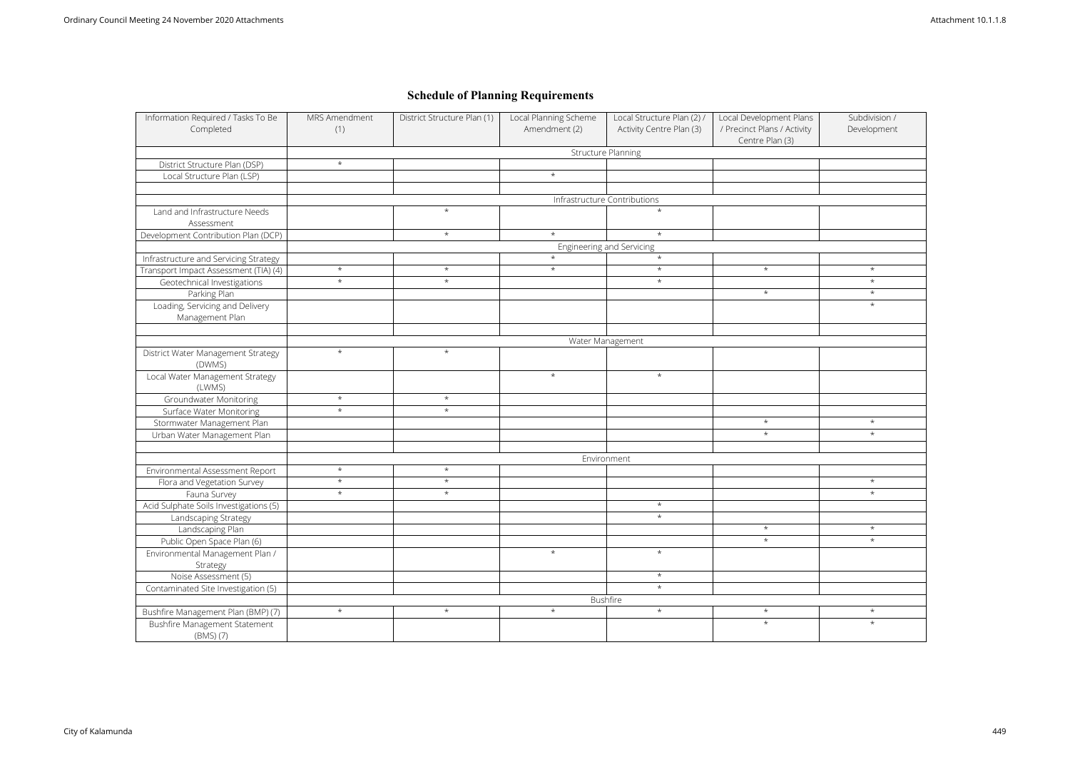# Schedule of Planning Requirements

| Information Required / Tasks To Be Completed | MRS Amendment (1) | District Structure Plan (1) | Local Planning Scheme Amendment (2) | Local Structure Plan (2) / Activity Centre Plan (3) | Local Development Plans / Precinct Plans / Activity Centre Plan (3) | Subdivision / Development |
|---|---|---|---|---|---|---|
| | Structure Planning | | | | | |
| District Structure Plan (DSP) | * | | | | | |
| Local Structure Plan (LSP) | | | * | | | |
| | | | | | | |
| | Infrastructure Contributions | | | | | |
| Land and Infrastructure Needs Assessment | | * | | * | | |
| Development Contribution Plan (DCP) | | * | * | * | | |
| | Engineering and Servicing | | | | | |
| Infrastructure and Servicing Strategy | | | * | * | | |
| Transport Impact Assessment (TIA) (4) | * | * | * | * | * | * |
| Geotechnical Investigations | * | * | | * | | * |
| Parking Plan | | | | | * | * |
| Loading, Servicing and Delivery Management Plan | | | | | | * |
| | | | | | | |
| | Water Management | | | | | |
| District Water Management Strategy (DWMS) | * | * | | | | |
| Local Water Management Strategy (LWMS) | | | * | * | | |
| Groundwater Monitoring | * | * | | | | |
| Surface Water Monitoring | * | * | | | | |
| Stormwater Management Plan | | | | | * | * |
| Urban Water Management Plan | | | | | * | * |
| | | | | | | |
| | Environment | | | | | |
| Environmental Assessment Report | * | * | | | | |
| Flora and Vegetation Survey | * | * | | | | * |
| Fauna Survey | * | * | | | | * |
| Acid Sulphate Soils Investigations (5) | | | | * | | |
| Landscaping Strategy | | | | * | | |
| Landscaping Plan | | | | | * | * |
| Public Open Space Plan (6) | | | | | * | * |
| Environmental Management Plan / Strategy | | | * | * | | |
| Noise Assessment (5) | | | | * | | |
| Contaminated Site Investigation (5) | | | | * | | |
| | Bushfire | | | | | |
| Bushfire Management Plan (BMP) (7) | * | * | * | * | * | * |
| Bushfire Management Statement (BMS) (7) | | | | | * | * |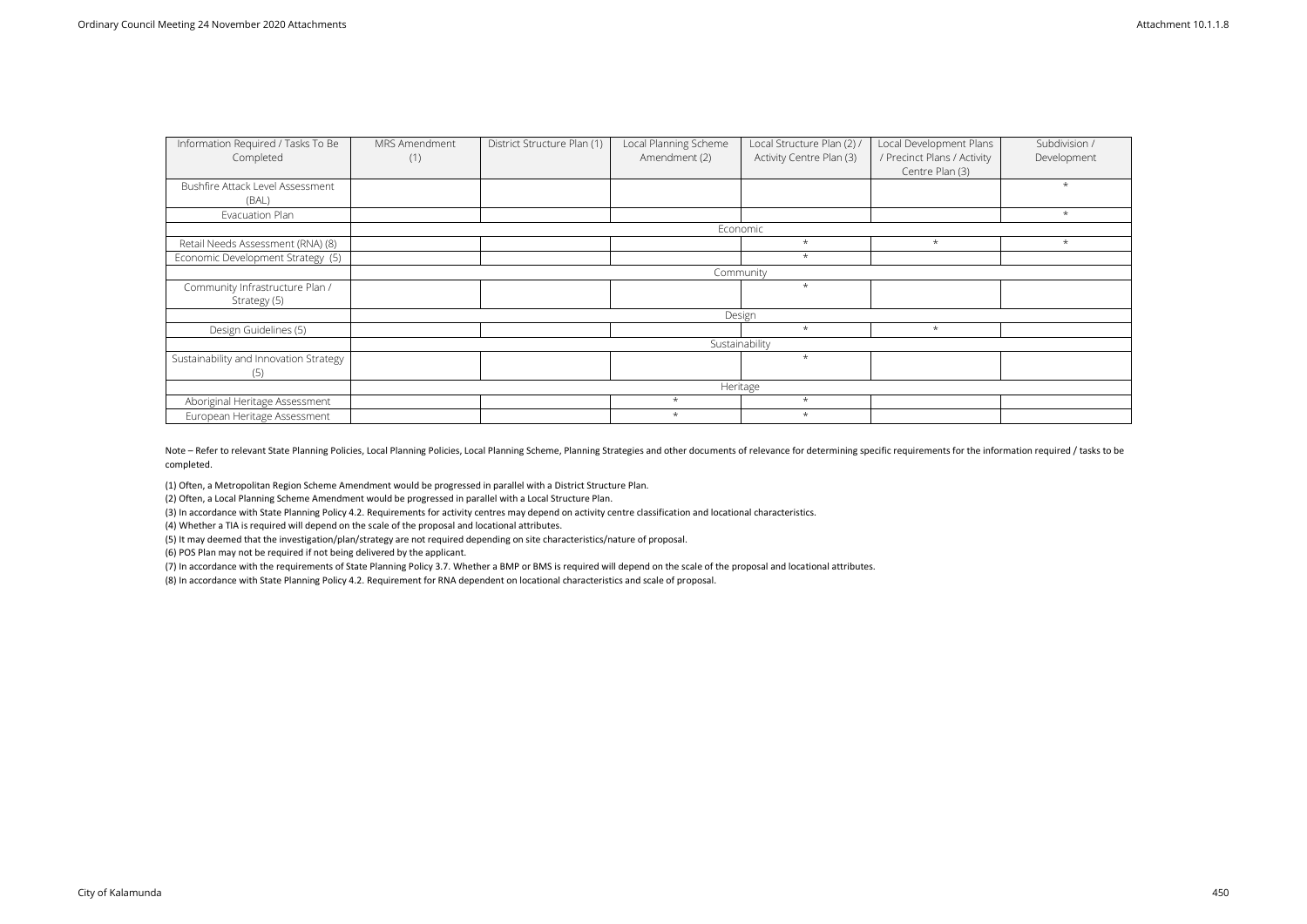| Information Required / Tasks To Be Completed | MRS Amendment (1) | District Structure Plan (1) | Local Planning Scheme Amendment (2) | Local Structure Plan (2) / Activity Centre Plan (3) | Local Development Plans / Precinct Plans / Activity Centre Plan (3) | Subdivision / Development |
|---|---|---|---|---|---|---|
| Bushfire Attack Level Assessment (BAL) | | | | | | * |
| Evacuation Plan | | | | | | * |
| | Economic | | | | | |
| Retail Needs Assessment (RNA) (8) | | | | * | * | * |
| Economic Development Strategy (5) | | | | * | | |
| | Community | | | | | |
| Community Infrastructure Plan / Strategy (5) | | | | * | | |
| | Design | | | | | |
| Design Guidelines (5) | | | | * | * | |
| | Sustainability | | | | | |
| Sustainability and Innovation Strategy (5) | | | | * | | |
| | Heritage | | | | | |
| Aboriginal Heritage Assessment | | | * | * | | |
| European Heritage Assessment | | | * | * | | |

Note – Refer to relevant State Planning Policies, Local Planning Policies, Local Planning Scheme, Planning Strategies and other documents of relevance for determining specific requirements for the information required / tasks to be completed.

(1) Often, a Metropolitan Region Scheme Amendment would be progressed in parallel with a District Structure Plan.

(2) Often, a Local Planning Scheme Amendment would be progressed in parallel with a Local Structure Plan.

(3) In accordance with State Planning Policy 4.2. Requirements for activity centres may depend on activity centre classification and locational characteristics.

(4) Whether a TIA is required will depend on the scale of the proposal and locational attributes.

(5) It may deemed that the investigation/plan/strategy are not required depending on site characteristics/nature of proposal.

(6) POS Plan may not be required if not being delivered by the applicant.

(7) In accordance with the requirements of State Planning Policy 3.7. Whether a BMP or BMS is required will depend on the scale of the proposal and locational attributes.

(8) In accordance with State Planning Policy 4.2. Requirement for RNA dependent on locational characteristics and scale of proposal.